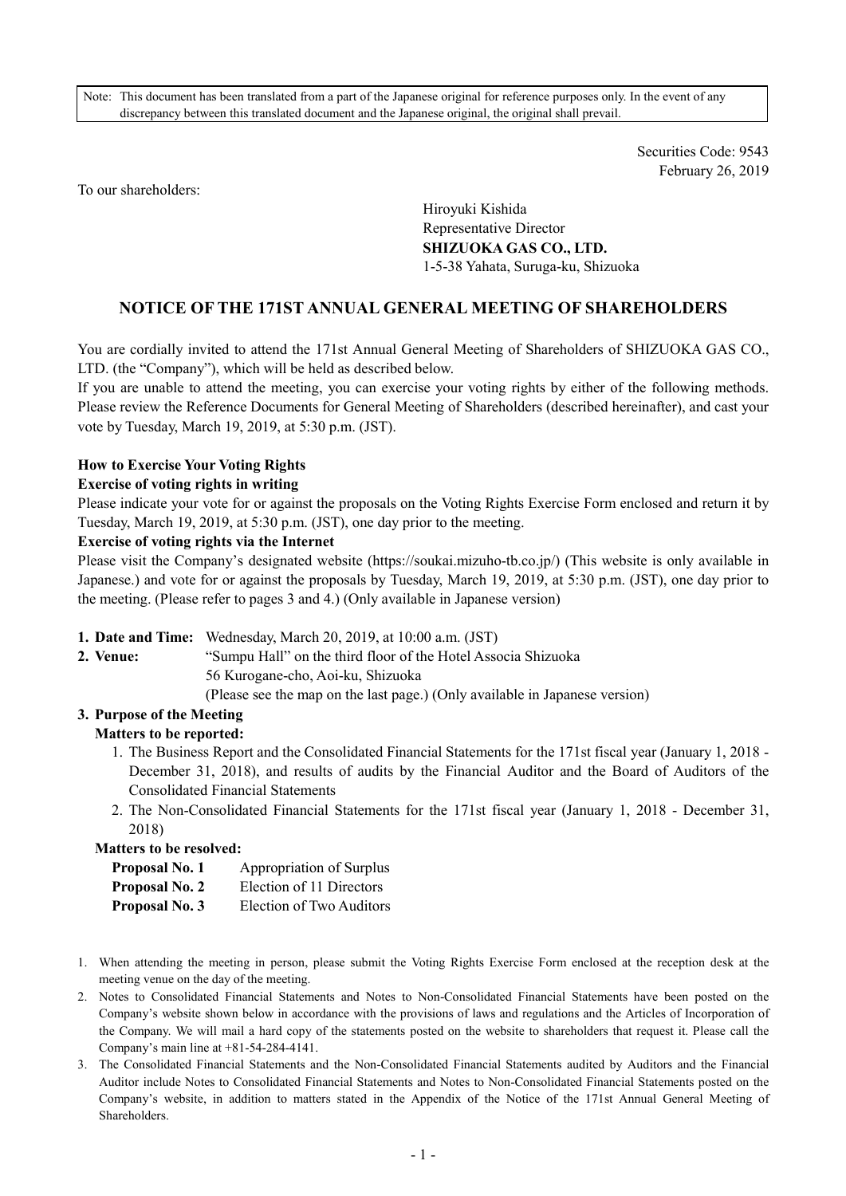Note: This document has been translated from a part of the Japanese original for reference purposes only. In the event of any discrepancy between this translated document and the Japanese original, the original shall prevail.

Securities Code: 9543
February 26, 2019

To our shareholders:

Hiroyuki Kishida
Representative Director
**SHIZUOKA GAS CO., LTD.**
1-5-38 Yahata, Suruga-ku, Shizuoka

# NOTICE OF THE 171ST ANNUAL GENERAL MEETING OF SHAREHOLDERS

You are cordially invited to attend the 171st Annual General Meeting of Shareholders of SHIZUOKA GAS CO., LTD. (the "Company"), which will be held as described below.
If you are unable to attend the meeting, you can exercise your voting rights by either of the following methods. Please review the Reference Documents for General Meeting of Shareholders (described hereinafter), and cast your vote by Tuesday, March 19, 2019, at 5:30 p.m. (JST).

**How to Exercise Your Voting Rights**

**Exercise of voting rights in writing**

Please indicate your vote for or against the proposals on the Voting Rights Exercise Form enclosed and return it by Tuesday, March 19, 2019, at 5:30 p.m. (JST), one day prior to the meeting.

**Exercise of voting rights via the Internet**

Please visit the Company's designated website (https://soukai.mizuho-tb.co.jp/) (This website is only available in Japanese.) and vote for or against the proposals by Tuesday, March 19, 2019, at 5:30 p.m. (JST), one day prior to the meeting. (Please refer to pages 3 and 4.) (Only available in Japanese version)

**1. Date and Time:** Wednesday, March 20, 2019, at 10:00 a.m. (JST)

**2. Venue:** "Sumpu Hall" on the third floor of the Hotel Associa Shizuoka
56 Kurogane-cho, Aoi-ku, Shizuoka
(Please see the map on the last page.) (Only available in Japanese version)

**3. Purpose of the Meeting**

**Matters to be reported:**

1. The Business Report and the Consolidated Financial Statements for the 171st fiscal year (January 1, 2018 - December 31, 2018), and results of audits by the Financial Auditor and the Board of Auditors of the Consolidated Financial Statements
2. The Non-Consolidated Financial Statements for the 171st fiscal year (January 1, 2018 - December 31, 2018)

**Matters to be resolved:**

**Proposal No. 1** Appropriation of Surplus
**Proposal No. 2** Election of 11 Directors
**Proposal No. 3** Election of Two Auditors

1. When attending the meeting in person, please submit the Voting Rights Exercise Form enclosed at the reception desk at the meeting venue on the day of the meeting.
2. Notes to Consolidated Financial Statements and Notes to Non-Consolidated Financial Statements have been posted on the Company's website shown below in accordance with the provisions of laws and regulations and the Articles of Incorporation of the Company. We will mail a hard copy of the statements posted on the website to shareholders that request it. Please call the Company's main line at +81-54-284-4141.
3. The Consolidated Financial Statements and the Non-Consolidated Financial Statements audited by Auditors and the Financial Auditor include Notes to Consolidated Financial Statements and Notes to Non-Consolidated Financial Statements posted on the Company's website, in addition to matters stated in the Appendix of the Notice of the 171st Annual General Meeting of Shareholders.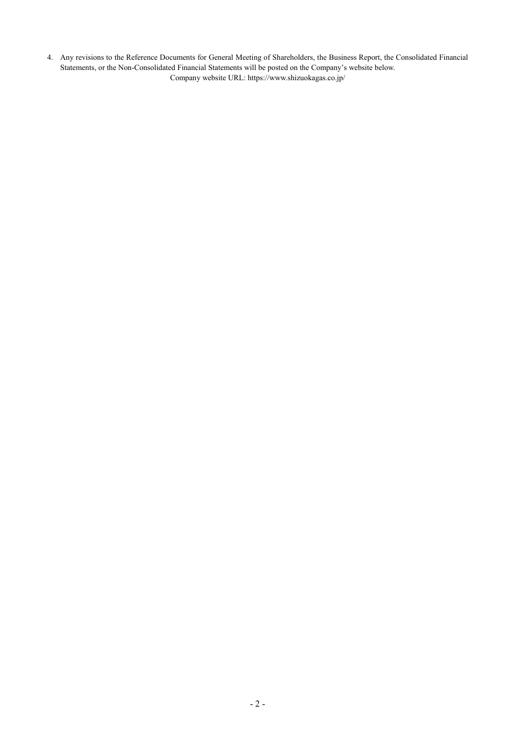4. Any revisions to the Reference Documents for General Meeting of Shareholders, the Business Report, the Consolidated Financial Statements, or the Non-Consolidated Financial Statements will be posted on the Company's website below.

   Company website URL: https://www.shizuokagas.co.jp/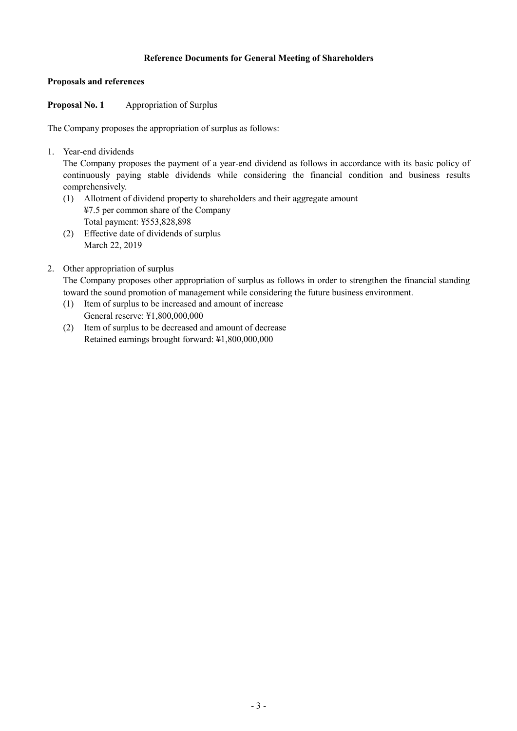# Reference Documents for General Meeting of Shareholders

## Proposals and references

**Proposal No. 1** Appropriation of Surplus

The Company proposes the appropriation of surplus as follows:

1. Year-end dividends

   The Company proposes the payment of a year-end dividend as follows in accordance with its basic policy of continuously paying stable dividends while considering the financial condition and business results comprehensively.

   (1) Allotment of dividend property to shareholders and their aggregate amount
   ¥7.5 per common share of the Company
   Total payment: ¥553,828,898

   (2) Effective date of dividends of surplus
   March 22, 2019

2. Other appropriation of surplus

   The Company proposes other appropriation of surplus as follows in order to strengthen the financial standing toward the sound promotion of management while considering the future business environment.

   (1) Item of surplus to be increased and amount of increase
   General reserve: ¥1,800,000,000

   (2) Item of surplus to be decreased and amount of decrease
   Retained earnings brought forward: ¥1,800,000,000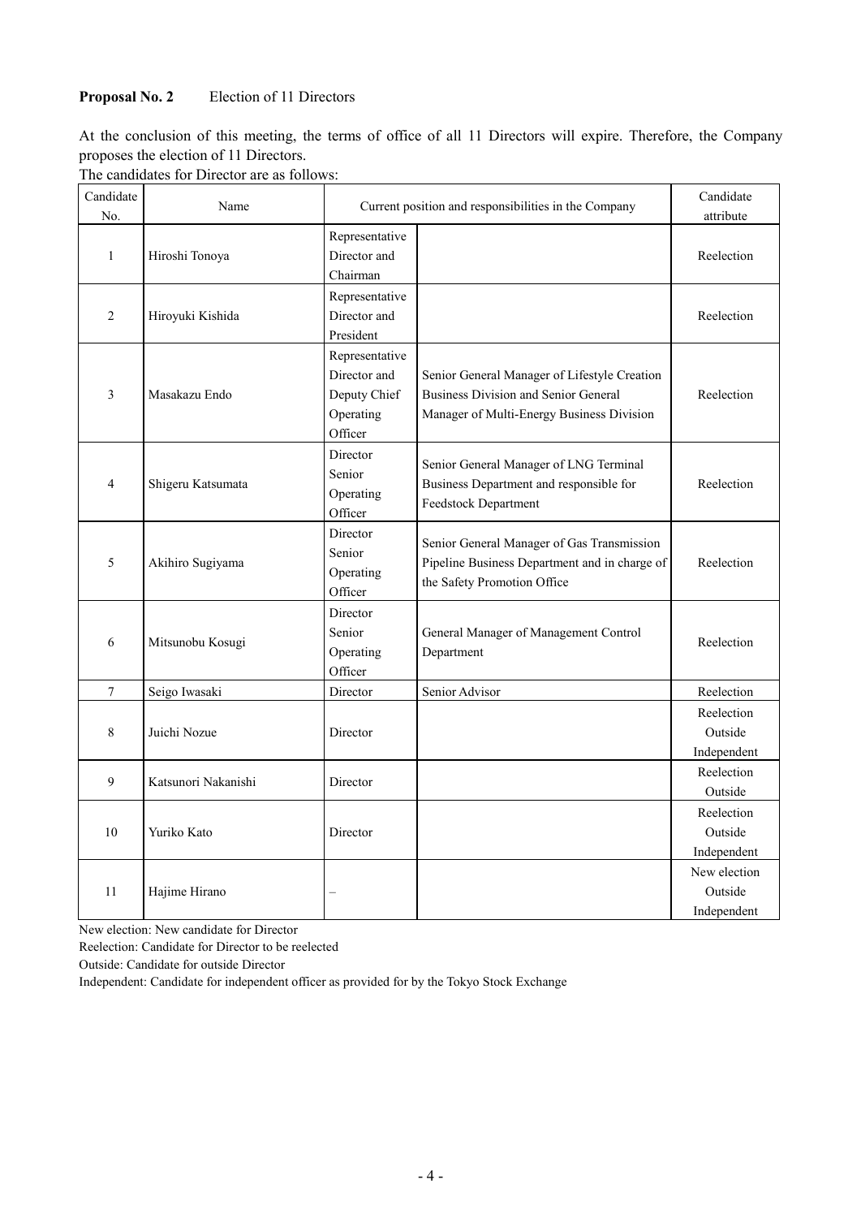**Proposal No. 2** Election of 11 Directors

At the conclusion of this meeting, the terms of office of all 11 Directors will expire. Therefore, the Company proposes the election of 11 Directors.

The candidates for Director are as follows:

| Candidate No. | Name | Current position and responsibilities in the Company | | Candidate attribute |
|---|---|---|---|---|
| 1 | Hiroshi Tonoya | Representative Director and Chairman | | Reelection |
| 2 | Hiroyuki Kishida | Representative Director and President | | Reelection |
| 3 | Masakazu Endo | Representative Director and Deputy Chief Operating Officer | Senior General Manager of Lifestyle Creation Business Division and Senior General Manager of Multi-Energy Business Division | Reelection |
| 4 | Shigeru Katsumata | Director Senior Operating Officer | Senior General Manager of LNG Terminal Business Department and responsible for Feedstock Department | Reelection |
| 5 | Akihiro Sugiyama | Director Senior Operating Officer | Senior General Manager of Gas Transmission Pipeline Business Department and in charge of the Safety Promotion Office | Reelection |
| 6 | Mitsunobu Kosugi | Director Senior Operating Officer | General Manager of Management Control Department | Reelection |
| 7 | Seigo Iwasaki | Director | Senior Advisor | Reelection |
| 8 | Juichi Nozue | Director | | Reelection Outside Independent |
| 9 | Katsunori Nakanishi | Director | | Reelection Outside |
| 10 | Yuriko Kato | Director | | Reelection Outside Independent |
| 11 | Hajime Hirano | – | | New election Outside Independent |

New election: New candidate for Director

Reelection: Candidate for Director to be reelected

Outside: Candidate for outside Director

Independent: Candidate for independent officer as provided for by the Tokyo Stock Exchange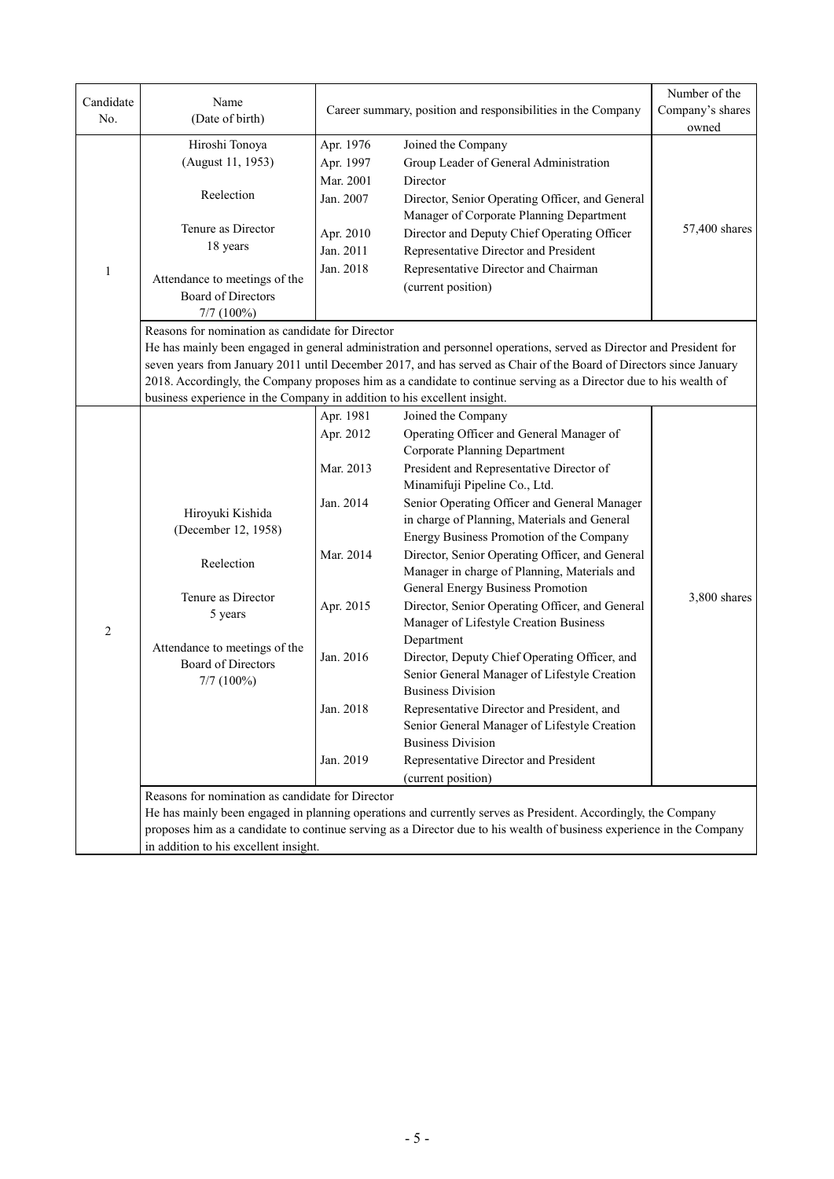| Candidate No. | Name (Date of birth) | Career summary, position and responsibilities in the Company | | Number of the Company's shares owned |
|---|---|---|---|---|
| 1 | Hiroshi Tonoya (August 11, 1953)<br><br>Reelection<br><br>Tenure as Director 18 years<br><br>Attendance to meetings of the Board of Directors 7/7 (100%) | Apr. 1976<br>Apr. 1997<br>Mar. 2001<br>Jan. 2007<br><br>Apr. 2010<br>Jan. 2011<br>Jan. 2018 | Joined the Company<br>Group Leader of General Administration<br>Director<br>Director, Senior Operating Officer, and General Manager of Corporate Planning Department<br>Director and Deputy Chief Operating Officer<br>Representative Director and President<br>Representative Director and Chairman (current position) | 57,400 shares |
| | Reasons for nomination as candidate for Director<br>He has mainly been engaged in general administration and personnel operations, served as Director and President for seven years from January 2011 until December 2017, and has served as Chair of the Board of Directors since January 2018. Accordingly, the Company proposes him as a candidate to continue serving as a Director due to his wealth of business experience in the Company in addition to his excellent insight. | | | |
| 2 | Hiroyuki Kishida (December 12, 1958)<br><br>Reelection<br><br>Tenure as Director 5 years<br><br>Attendance to meetings of the Board of Directors 7/7 (100%) | Apr. 1981<br>Apr. 2012<br><br>Mar. 2013<br><br>Jan. 2014<br><br><br>Mar. 2014<br><br><br>Apr. 2015<br><br><br>Jan. 2016<br><br><br>Jan. 2018<br><br><br>Jan. 2019 | Joined the Company<br>Operating Officer and General Manager of Corporate Planning Department<br>President and Representative Director of Minamifuji Pipeline Co., Ltd.<br>Senior Operating Officer and General Manager in charge of Planning, Materials and General Energy Business Promotion of the Company<br>Director, Senior Operating Officer, and General Manager in charge of Planning, Materials and General Energy Business Promotion<br>Director, Senior Operating Officer, and General Manager of Lifestyle Creation Business Department<br>Director, Deputy Chief Operating Officer, and Senior General Manager of Lifestyle Creation Business Division<br>Representative Director and President, and Senior General Manager of Lifestyle Creation Business Division<br>Representative Director and President (current position) | 3,800 shares |
| | Reasons for nomination as candidate for Director<br>He has mainly been engaged in planning operations and currently serves as President. Accordingly, the Company proposes him as a candidate to continue serving as a Director due to his wealth of business experience in the Company in addition to his excellent insight. | | | |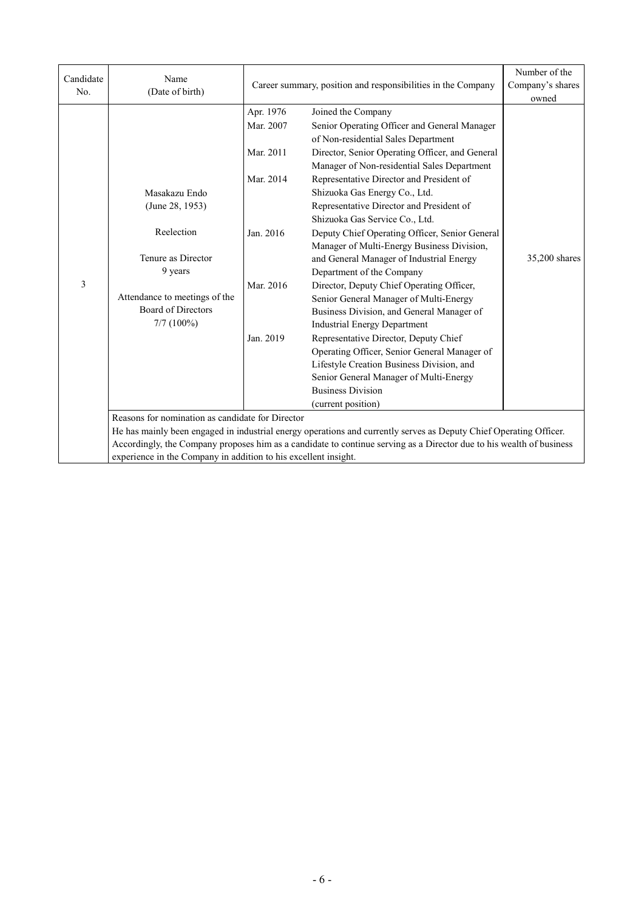| Candidate No. | Name (Date of birth) | Career summary, position and responsibilities in the Company | | Number of the Company's shares owned |
|---|---|---|---|---|
| 3 | Masakazu Endo<br>(June 28, 1953)<br><br>Reelection<br><br>Tenure as Director<br>9 years<br><br>Attendance to meetings of the Board of Directors<br>7/7 (100%) | Apr. 1976 | Joined the Company | 35,200 shares |
| | | Mar. 2007 | Senior Operating Officer and General Manager of Non-residential Sales Department | |
| | | Mar. 2011 | Director, Senior Operating Officer, and General Manager of Non-residential Sales Department | |
| | | Mar. 2014 | Representative Director and President of Shizuoka Gas Energy Co., Ltd.<br>Representative Director and President of Shizuoka Gas Service Co., Ltd. | |
| | | Jan. 2016 | Deputy Chief Operating Officer, Senior General Manager of Multi-Energy Business Division, and General Manager of Industrial Energy Department of the Company | |
| | | Mar. 2016 | Director, Deputy Chief Operating Officer, Senior General Manager of Multi-Energy Business Division, and General Manager of Industrial Energy Department | |
| | | Jan. 2019 | Representative Director, Deputy Chief Operating Officer, Senior General Manager of Lifestyle Creation Business Division, and Senior General Manager of Multi-Energy Business Division<br>(current position) | |
| | Reasons for nomination as candidate for Director<br>He has mainly been engaged in industrial energy operations and currently serves as Deputy Chief Operating Officer. Accordingly, the Company proposes him as a candidate to continue serving as a Director due to his wealth of business experience in the Company in addition to his excellent insight. | | | |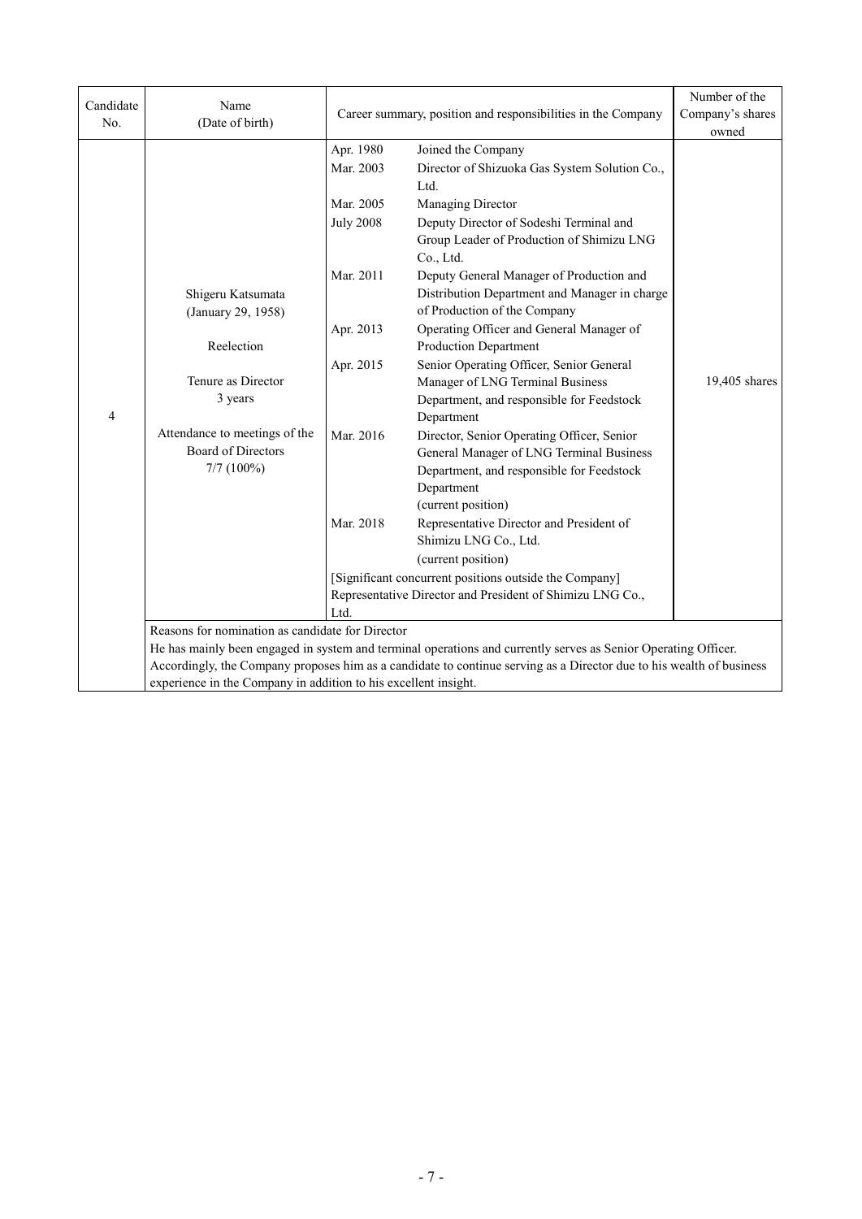| Candidate No. | Name (Date of birth) | Career summary, position and responsibilities in the Company | | Number of the Company's shares owned |
|---|---|---|---|---|
| 4 | Shigeru Katsumata (January 29, 1958)<br><br>Reelection<br><br>Tenure as Director 3 years<br><br>Attendance to meetings of the Board of Directors 7/7 (100%) | Apr. 1980 | Joined the Company | 19,405 shares |
| | | Mar. 2003 | Director of Shizuoka Gas System Solution Co., Ltd. | |
| | | Mar. 2005 | Managing Director | |
| | | July 2008 | Deputy Director of Sodeshi Terminal and Group Leader of Production of Shimizu LNG Co., Ltd. | |
| | | Mar. 2011 | Deputy General Manager of Production and Distribution Department and Manager in charge of Production of the Company | |
| | | Apr. 2013 | Operating Officer and General Manager of Production Department | |
| | | Apr. 2015 | Senior Operating Officer, Senior General Manager of LNG Terminal Business Department, and responsible for Feedstock Department | |
| | | Mar. 2016 | Director, Senior Operating Officer, Senior General Manager of LNG Terminal Business Department, and responsible for Feedstock Department (current position) | |
| | | Mar. 2018 | Representative Director and President of Shimizu LNG Co., Ltd. (current position) | |
| | | [Significant concurrent positions outside the Company]<br>Representative Director and President of Shimizu LNG Co., Ltd. | | |
| | Reasons for nomination as candidate for Director<br>He has mainly been engaged in system and terminal operations and currently serves as Senior Operating Officer. Accordingly, the Company proposes him as a candidate to continue serving as a Director due to his wealth of business experience in the Company in addition to his excellent insight. | | | |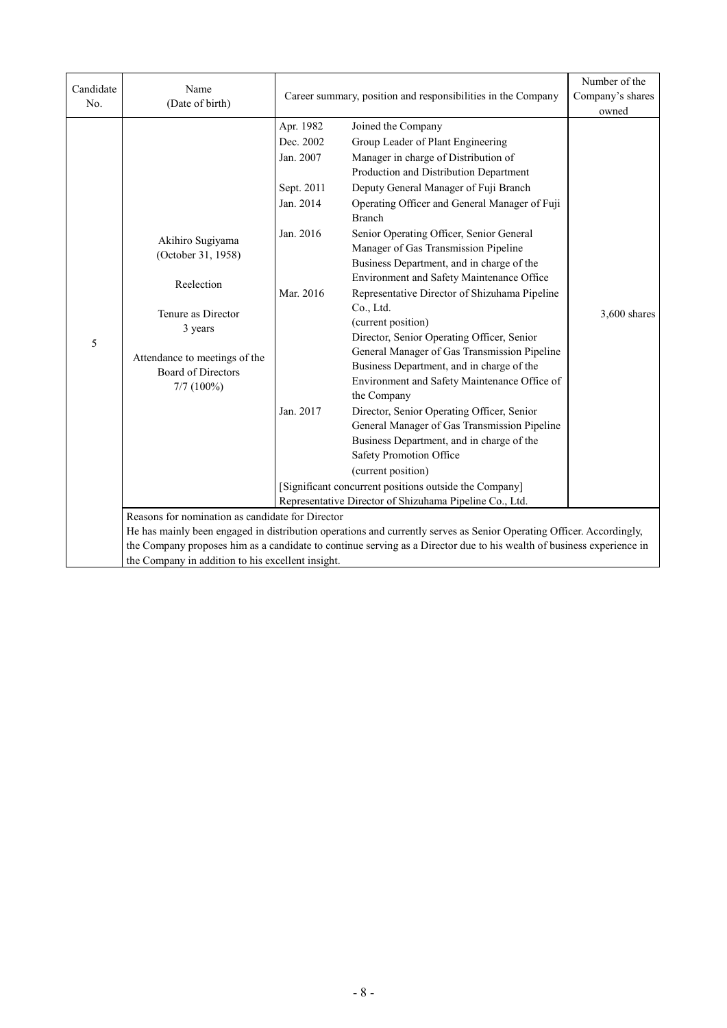| Candidate No. | Name (Date of birth) | Career summary, position and responsibilities in the Company | | Number of the Company's shares owned |
|---|---|---|---|---|
| 5 | Akihiro Sugiyama (October 31, 1958)<br><br>Reelection<br><br>Tenure as Director 3 years<br><br>Attendance to meetings of the Board of Directors 7/7 (100%) | Apr. 1982 | Joined the Company | 3,600 shares |
| | | Dec. 2002 | Group Leader of Plant Engineering | |
| | | Jan. 2007 | Manager in charge of Distribution of Production and Distribution Department | |
| | | Sept. 2011 | Deputy General Manager of Fuji Branch | |
| | | Jan. 2014 | Operating Officer and General Manager of Fuji Branch | |
| | | Jan. 2016 | Senior Operating Officer, Senior General Manager of Gas Transmission Pipeline Business Department, and in charge of the Environment and Safety Maintenance Office | |
| | | Mar. 2016 | Representative Director of Shizuhama Pipeline Co., Ltd. (current position)<br>Director, Senior Operating Officer, Senior General Manager of Gas Transmission Pipeline Business Department, and in charge of the Environment and Safety Maintenance Office of the Company | |
| | | Jan. 2017 | Director, Senior Operating Officer, Senior General Manager of Gas Transmission Pipeline Business Department, and in charge of the Safety Promotion Office (current position) | |
| | | [Significant concurrent positions outside the Company]<br>Representative Director of Shizuhama Pipeline Co., Ltd. | | |
| | Reasons for nomination as candidate for Director<br>He has mainly been engaged in distribution operations and currently serves as Senior Operating Officer. Accordingly, the Company proposes him as a candidate to continue serving as a Director due to his wealth of business experience in the Company in addition to his excellent insight. | | | |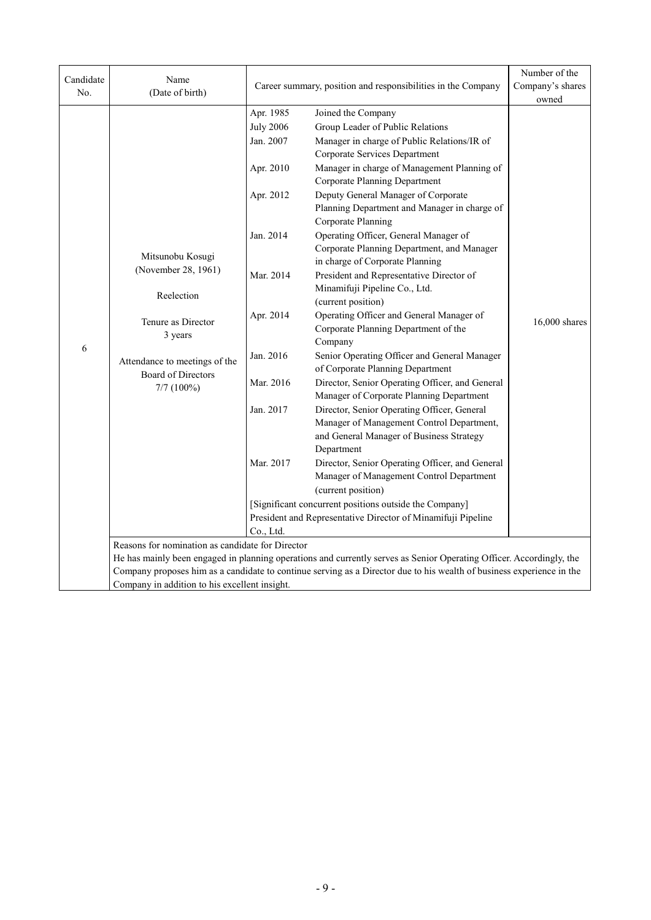| Candidate No. | Name (Date of birth) | Career summary, position and responsibilities in the Company | | Number of the Company's shares owned |
|---|---|---|---|---|
| 6 | Mitsunobu Kosugi (November 28, 1961)<br><br>Reelection<br><br>Tenure as Director 3 years<br><br>Attendance to meetings of the Board of Directors 7/7 (100%) | Apr. 1985 | Joined the Company | 16,000 shares |
| | | July 2006 | Group Leader of Public Relations | |
| | | Jan. 2007 | Manager in charge of Public Relations/IR of Corporate Services Department | |
| | | Apr. 2010 | Manager in charge of Management Planning of Corporate Planning Department | |
| | | Apr. 2012 | Deputy General Manager of Corporate Planning Department and Manager in charge of Corporate Planning | |
| | | Jan. 2014 | Operating Officer, General Manager of Corporate Planning Department, and Manager in charge of Corporate Planning | |
| | | Mar. 2014 | President and Representative Director of Minamifuji Pipeline Co., Ltd. (current position) | |
| | | Apr. 2014 | Operating Officer and General Manager of Corporate Planning Department of the Company | |
| | | Jan. 2016 | Senior Operating Officer and General Manager of Corporate Planning Department | |
| | | Mar. 2016 | Director, Senior Operating Officer, and General Manager of Corporate Planning Department | |
| | | Jan. 2017 | Director, Senior Operating Officer, General Manager of Management Control Department, and General Manager of Business Strategy Department | |
| | | Mar. 2017 | Director, Senior Operating Officer, and General Manager of Management Control Department (current position) | |
| | | [Significant concurrent positions outside the Company]<br>President and Representative Director of Minamifuji Pipeline Co., Ltd. | | |
| | Reasons for nomination as candidate for Director<br>He has mainly been engaged in planning operations and currently serves as Senior Operating Officer. Accordingly, the Company proposes him as a candidate to continue serving as a Director due to his wealth of business experience in the Company in addition to his excellent insight. | | | |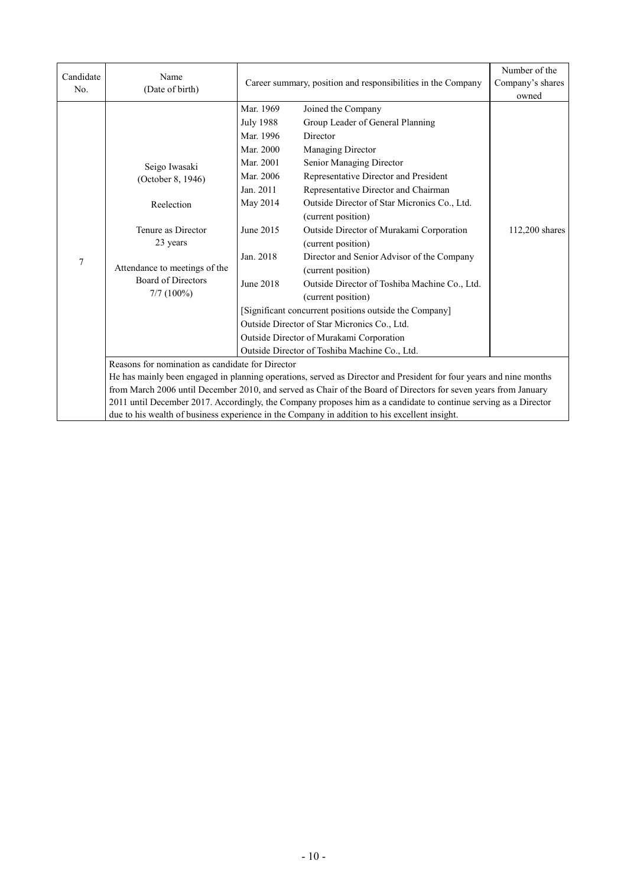| Candidate No. | Name (Date of birth) | Career summary, position and responsibilities in the Company | | Number of the Company's shares owned |
|---|---|---|---|---|
| 7 | Seigo Iwasaki (October 8, 1946)<br><br>Reelection<br><br>Tenure as Director 23 years<br><br>Attendance to meetings of the Board of Directors 7/7 (100%) | Mar. 1969 | Joined the Company | 112,200 shares |
| | | July 1988 | Group Leader of General Planning | |
| | | Mar. 1996 | Director | |
| | | Mar. 2000 | Managing Director | |
| | | Mar. 2001 | Senior Managing Director | |
| | | Mar. 2006 | Representative Director and President | |
| | | Jan. 2011 | Representative Director and Chairman | |
| | | May 2014 | Outside Director of Star Micronics Co., Ltd. (current position) | |
| | | June 2015 | Outside Director of Murakami Corporation (current position) | |
| | | Jan. 2018 | Director and Senior Advisor of the Company (current position) | |
| | | June 2018 | Outside Director of Toshiba Machine Co., Ltd. (current position) | |
| | | [Significant concurrent positions outside the Company]<br>Outside Director of Star Micronics Co., Ltd.<br>Outside Director of Murakami Corporation<br>Outside Director of Toshiba Machine Co., Ltd. | | |
| | Reasons for nomination as candidate for Director<br>He has mainly been engaged in planning operations, served as Director and President for four years and nine months from March 2006 until December 2010, and served as Chair of the Board of Directors for seven years from January 2011 until December 2017. Accordingly, the Company proposes him as a candidate to continue serving as a Director due to his wealth of business experience in the Company in addition to his excellent insight. | | | |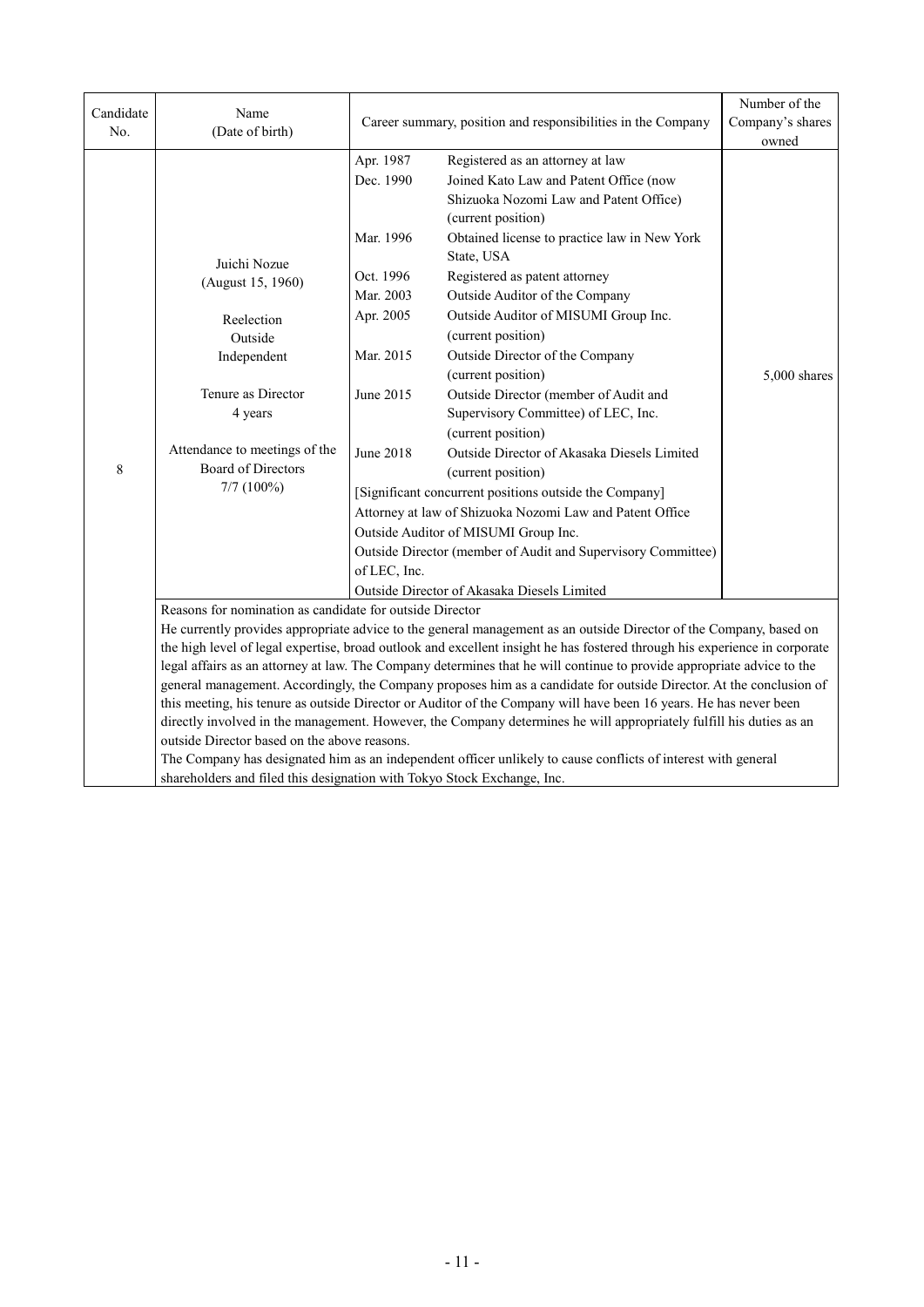| Candidate No. | Name (Date of birth) | Career summary, position and responsibilities in the Company | | Number of the Company's shares owned |
|---|---|---|---|---|
| 8 | Juichi Nozue (August 15, 1960)<br><br>Reelection<br>Outside<br>Independent<br><br>Tenure as Director<br>4 years<br><br>Attendance to meetings of the Board of Directors<br>7/7 (100%) | Apr. 1987 | Registered as an attorney at law | 5,000 shares |
| | | Dec. 1990 | Joined Kato Law and Patent Office (now Shizuoka Nozomi Law and Patent Office) (current position) | |
| | | Mar. 1996 | Obtained license to practice law in New York State, USA | |
| | | Oct. 1996 | Registered as patent attorney | |
| | | Mar. 2003 | Outside Auditor of the Company | |
| | | Apr. 2005 | Outside Auditor of MISUMI Group Inc. (current position) | |
| | | Mar. 2015 | Outside Director of the Company (current position) | |
| | | June 2015 | Outside Director (member of Audit and Supervisory Committee) of LEC, Inc. (current position) | |
| | | June 2018 | Outside Director of Akasaka Diesels Limited (current position) | |
| | | [Significant concurrent positions outside the Company]<br>Attorney at law of Shizuoka Nozomi Law and Patent Office<br>Outside Auditor of MISUMI Group Inc.<br>Outside Director (member of Audit and Supervisory Committee) of LEC, Inc.<br>Outside Director of Akasaka Diesels Limited | | |
| | Reasons for nomination as candidate for outside Director<br>He currently provides appropriate advice to the general management as an outside Director of the Company, based on the high level of legal expertise, broad outlook and excellent insight he has fostered through his experience in corporate legal affairs as an attorney at law. The Company determines that he will continue to provide appropriate advice to the general management. Accordingly, the Company proposes him as a candidate for outside Director. At the conclusion of this meeting, his tenure as outside Director or Auditor of the Company will have been 16 years. He has never been directly involved in the management. However, the Company determines he will appropriately fulfill his duties as an outside Director based on the above reasons.<br>The Company has designated him as an independent officer unlikely to cause conflicts of interest with general shareholders and filed this designation with Tokyo Stock Exchange, Inc. | | | |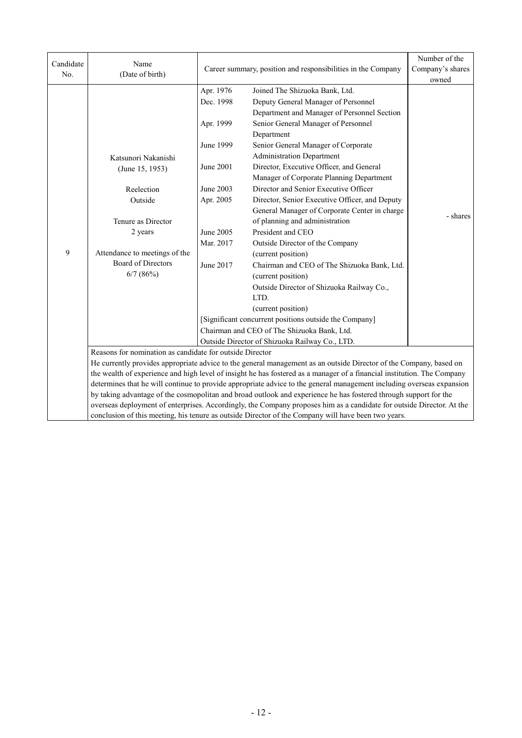| Candidate No. | Name (Date of birth) | Career summary, position and responsibilities in the Company | Number of the Company's shares owned |
|---|---|---|---|
| 9 | Katsunori Nakanishi<br>(June 15, 1953)<br><br>Reelection<br>Outside<br><br>Tenure as Director<br>2 years<br><br>Attendance to meetings of the Board of Directors<br>6/7 (86%) | Apr. 1976 Joined The Shizuoka Bank, Ltd.<br>Dec. 1998 Deputy General Manager of Personnel Department and Manager of Personnel Section<br>Apr. 1999 Senior General Manager of Personnel Department<br>June 1999 Senior General Manager of Corporate Administration Department<br>June 2001 Director, Executive Officer, and General Manager of Corporate Planning Department<br>June 2003 Director and Senior Executive Officer<br>Apr. 2005 Director, Senior Executive Officer, and Deputy General Manager of Corporate Center in charge of planning and administration<br>June 2005 President and CEO<br>Mar. 2017 Outside Director of the Company (current position)<br>June 2017 Chairman and CEO of The Shizuoka Bank, Ltd. (current position)<br>Outside Director of Shizuoka Railway Co., LTD. (current position)<br>[Significant concurrent positions outside the Company]<br>Chairman and CEO of The Shizuoka Bank, Ltd.<br>Outside Director of Shizuoka Railway Co., LTD. | - shares |
| | Reasons for nomination as candidate for outside Director<br>He currently provides appropriate advice to the general management as an outside Director of the Company, based on the wealth of experience and high level of insight he has fostered as a manager of a financial institution. The Company determines that he will continue to provide appropriate advice to the general management including overseas expansion by taking advantage of the cosmopolitan and broad outlook and experience he has fostered through support for the overseas deployment of enterprises. Accordingly, the Company proposes him as a candidate for outside Director. At the conclusion of this meeting, his tenure as outside Director of the Company will have been two years. | | |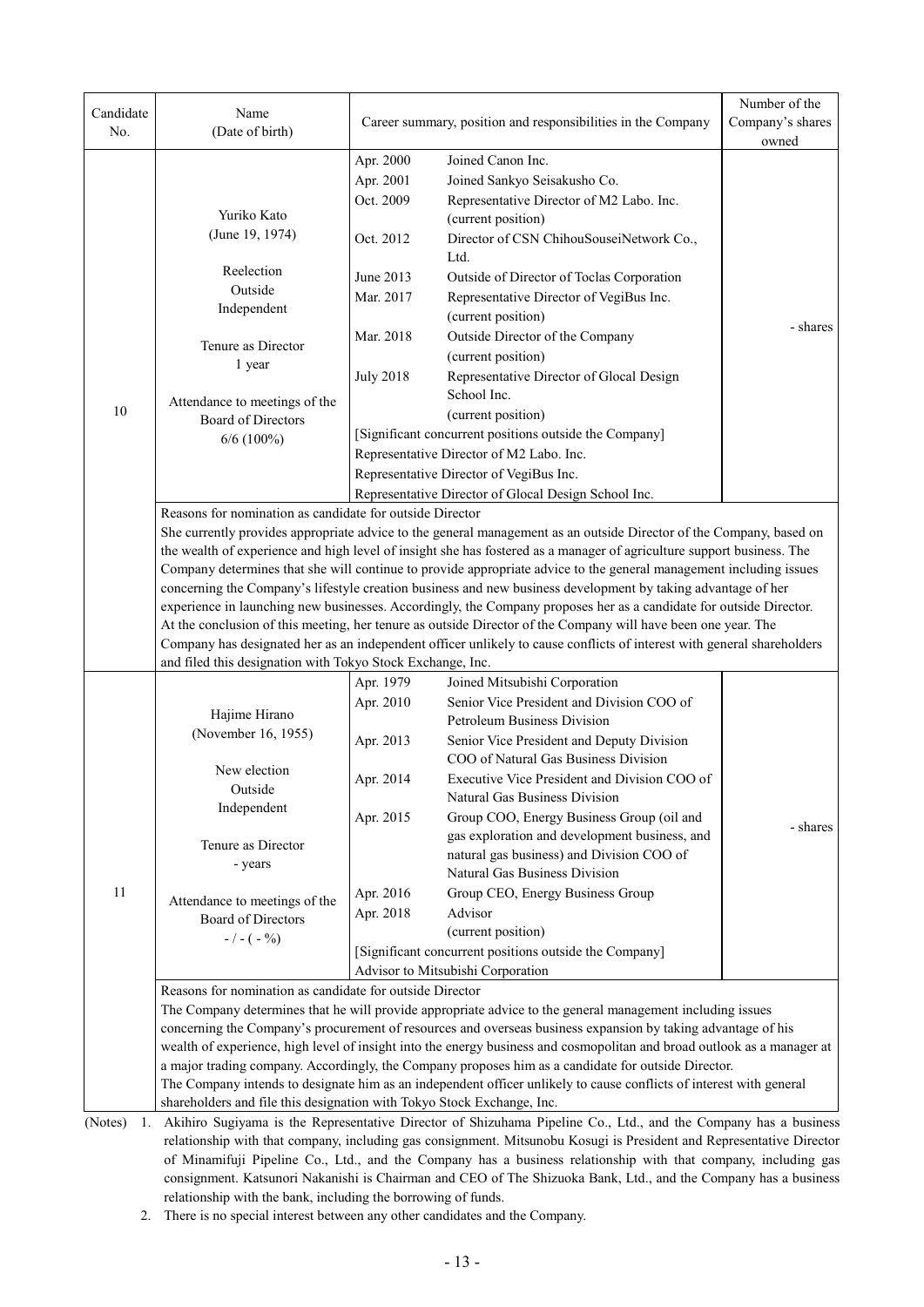| Candidate No. | Name (Date of birth) | Career summary, position and responsibilities in the Company | Number of the Company's shares owned |
|---|---|---|---|
| 10 | Yuriko Kato (June 19, 1974)<br><br>Reelection<br>Outside<br>Independent<br><br>Tenure as Director<br>1 year<br><br>Attendance to meetings of the Board of Directors<br>6/6 (100%) | Apr. 2000 Joined Canon Inc.<br>Apr. 2001 Joined Sankyo Seisakusho Co.<br>Oct. 2009 Representative Director of M2 Labo. Inc. (current position)<br>Oct. 2012 Director of CSN ChihouSouseiNetwork Co., Ltd.<br>June 2013 Outside of Director of Toclas Corporation<br>Mar. 2017 Representative Director of VegiBus Inc. (current position)<br>Mar. 2018 Outside Director of the Company (current position)<br>July 2018 Representative Director of Glocal Design School Inc. (current position)<br>[Significant concurrent positions outside the Company]<br>Representative Director of M2 Labo. Inc.<br>Representative Director of VegiBus Inc.<br>Representative Director of Glocal Design School Inc. | - shares |
| | Reasons for nomination as candidate for outside Director<br>She currently provides appropriate advice to the general management as an outside Director of the Company, based on the wealth of experience and high level of insight she has fostered as a manager of agriculture support business. The Company determines that she will continue to provide appropriate advice to the general management including issues concerning the Company's lifestyle creation business and new business development by taking advantage of her experience in launching new businesses. Accordingly, the Company proposes her as a candidate for outside Director.<br>At the conclusion of this meeting, her tenure as outside Director of the Company will have been one year. The Company has designated her as an independent officer unlikely to cause conflicts of interest with general shareholders and filed this designation with Tokyo Stock Exchange, Inc. | | |
| 11 | Hajime Hirano (November 16, 1955)<br><br>New election<br>Outside<br>Independent<br><br>Tenure as Director<br>- years<br><br>Attendance to meetings of the Board of Directors<br>- / - ( - %) | Apr. 1979 Joined Mitsubishi Corporation<br>Apr. 2010 Senior Vice President and Division COO of Petroleum Business Division<br>Apr. 2013 Senior Vice President and Deputy Division COO of Natural Gas Business Division<br>Apr. 2014 Executive Vice President and Division COO of Natural Gas Business Division<br>Apr. 2015 Group COO, Energy Business Group (oil and gas exploration and development business, and natural gas business) and Division COO of Natural Gas Business Division<br>Apr. 2016 Group CEO, Energy Business Group<br>Apr. 2018 Advisor (current position)<br>[Significant concurrent positions outside the Company]<br>Advisor to Mitsubishi Corporation | - shares |
| | Reasons for nomination as candidate for outside Director<br>The Company determines that he will provide appropriate advice to the general management including issues concerning the Company's procurement of resources and overseas business expansion by taking advantage of his wealth of experience, high level of insight into the energy business and cosmopolitan and broad outlook as a manager at a major trading company. Accordingly, the Company proposes him as a candidate for outside Director.<br>The Company intends to designate him as an independent officer unlikely to cause conflicts of interest with general shareholders and file this designation with Tokyo Stock Exchange, Inc. | | |

(Notes)
1. Akihiro Sugiyama is the Representative Director of Shizuhama Pipeline Co., Ltd., and the Company has a business relationship with that company, including gas consignment. Mitsunobu Kosugi is President and Representative Director of Minamifuji Pipeline Co., Ltd., and the Company has a business relationship with that company, including gas consignment. Katsunori Nakanishi is Chairman and CEO of The Shizuoka Bank, Ltd., and the Company has a business relationship with the bank, including the borrowing of funds.
2. There is no special interest between any other candidates and the Company.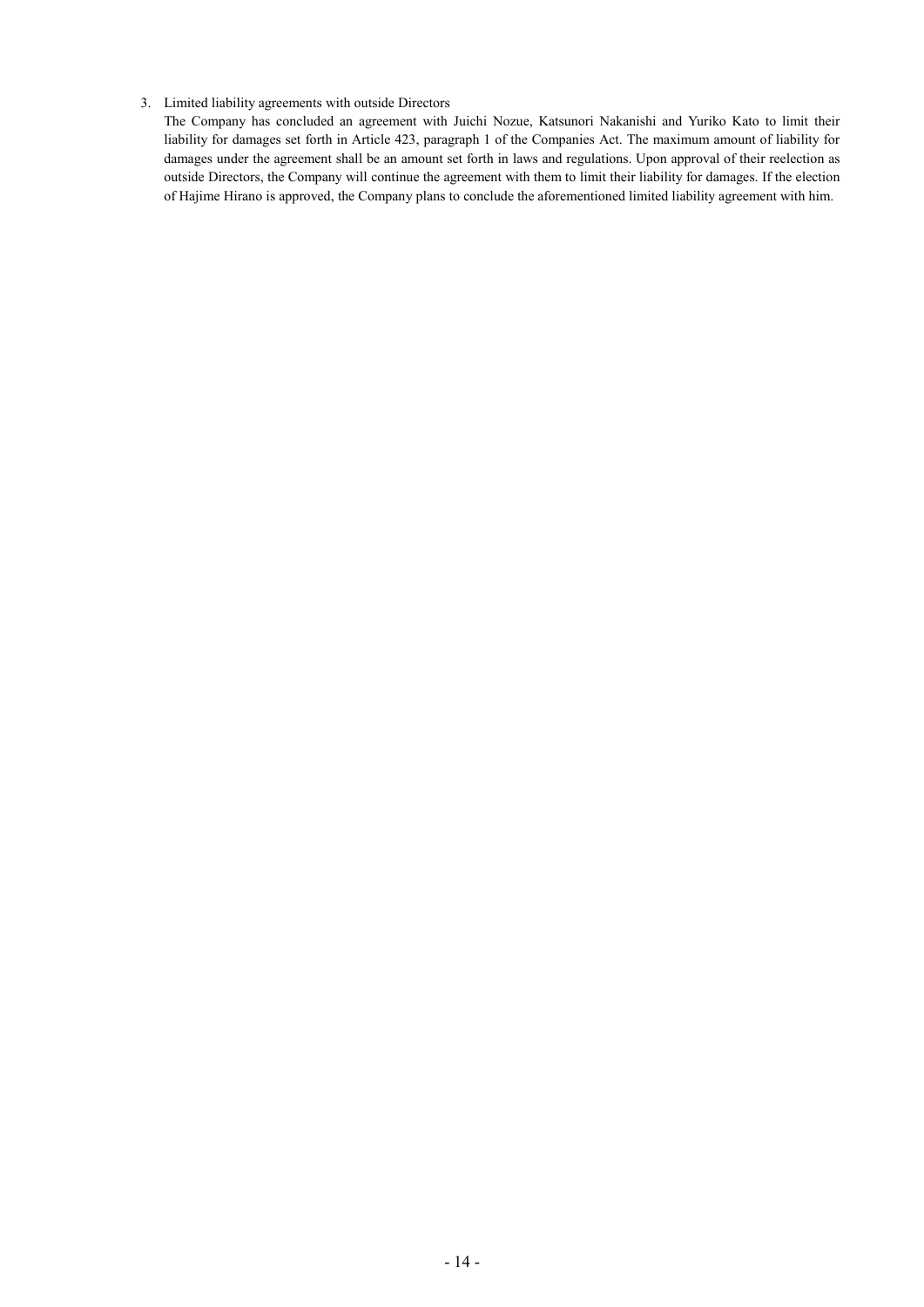3. Limited liability agreements with outside Directors

   The Company has concluded an agreement with Juichi Nozue, Katsunori Nakanishi and Yuriko Kato to limit their liability for damages set forth in Article 423, paragraph 1 of the Companies Act. The maximum amount of liability for damages under the agreement shall be an amount set forth in laws and regulations. Upon approval of their reelection as outside Directors, the Company will continue the agreement with them to limit their liability for damages. If the election of Hajime Hirano is approved, the Company plans to conclude the aforementioned limited liability agreement with him.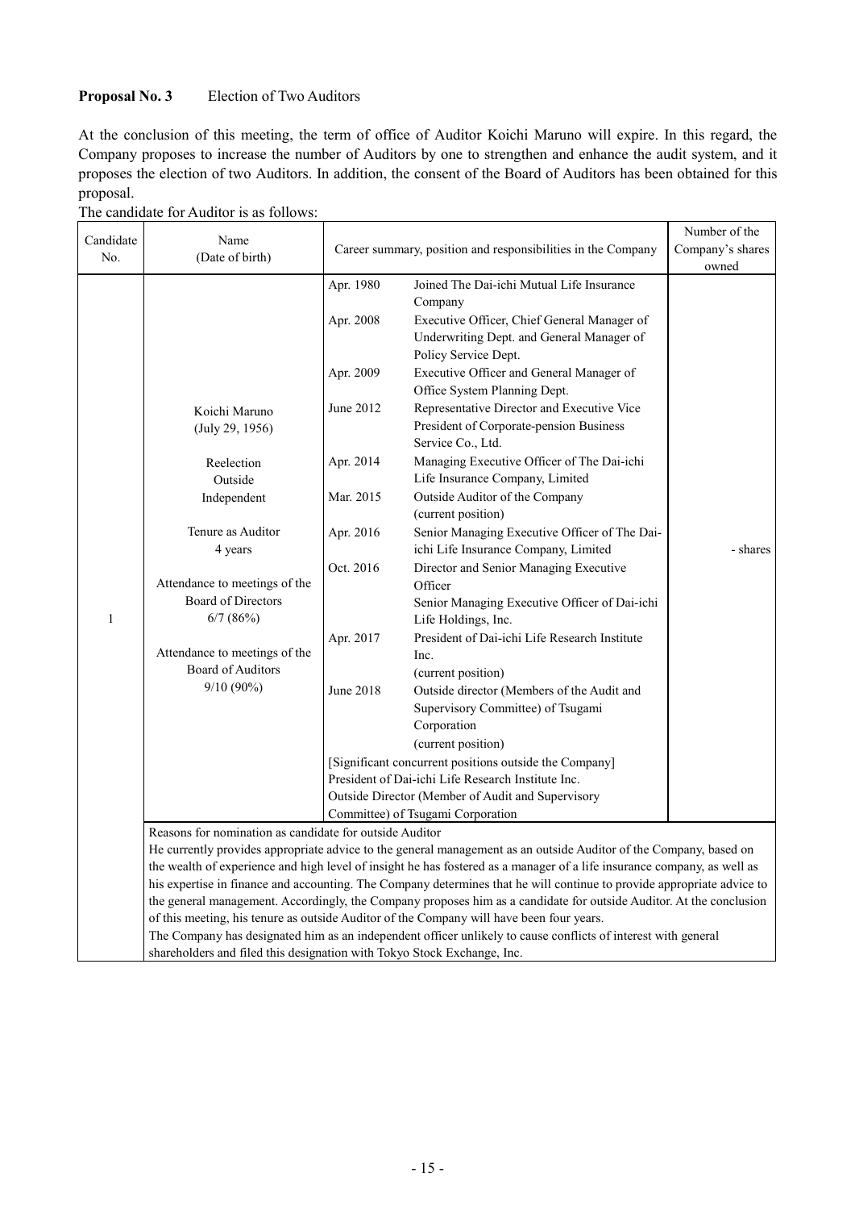**Proposal No. 3** Election of Two Auditors

At the conclusion of this meeting, the term of office of Auditor Koichi Maruno will expire. In this regard, the Company proposes to increase the number of Auditors by one to strengthen and enhance the audit system, and it proposes the election of two Auditors. In addition, the consent of the Board of Auditors has been obtained for this proposal.

The candidate for Auditor is as follows:

| Candidate No. | Name (Date of birth) | Career summary, position and responsibilities in the Company | | Number of the Company's shares owned |
|---|---|---|---|---|
| 1 | Koichi Maruno<br>(July 29, 1956)<br><br>Reelection<br>Outside<br>Independent<br><br>Tenure as Auditor<br>4 years<br><br>Attendance to meetings of the Board of Directors<br>6/7 (86%)<br><br>Attendance to meetings of the Board of Auditors<br>9/10 (90%) | Apr. 1980 | Joined The Dai-ichi Mutual Life Insurance Company | - shares |
| | | Apr. 2008 | Executive Officer, Chief General Manager of Underwriting Dept. and General Manager of Policy Service Dept. | |
| | | Apr. 2009 | Executive Officer and General Manager of Office System Planning Dept. | |
| | | June 2012 | Representative Director and Executive Vice President of Corporate-pension Business Service Co., Ltd. | |
| | | Apr. 2014 | Managing Executive Officer of The Dai-ichi Life Insurance Company, Limited | |
| | | Mar. 2015 | Outside Auditor of the Company (current position) | |
| | | Apr. 2016 | Senior Managing Executive Officer of The Dai-ichi Life Insurance Company, Limited | |
| | | Oct. 2016 | Director and Senior Managing Executive Officer<br>Senior Managing Executive Officer of Dai-ichi Life Holdings, Inc. | |
| | | Apr. 2017 | President of Dai-ichi Life Research Institute Inc. (current position) | |
| | | June 2018 | Outside director (Members of the Audit and Supervisory Committee) of Tsugami Corporation (current position) | |
| | | [Significant concurrent positions outside the Company]<br>President of Dai-ichi Life Research Institute Inc.<br>Outside Director (Member of Audit and Supervisory Committee) of Tsugami Corporation | | |
| | Reasons for nomination as candidate for outside Auditor<br>He currently provides appropriate advice to the general management as an outside Auditor of the Company, based on the wealth of experience and high level of insight he has fostered as a manager of a life insurance company, as well as his expertise in finance and accounting. The Company determines that he will continue to provide appropriate advice to the general management. Accordingly, the Company proposes him as a candidate for outside Auditor. At the conclusion of this meeting, his tenure as outside Auditor of the Company will have been four years.<br>The Company has designated him as an independent officer unlikely to cause conflicts of interest with general shareholders and filed this designation with Tokyo Stock Exchange, Inc. | | | |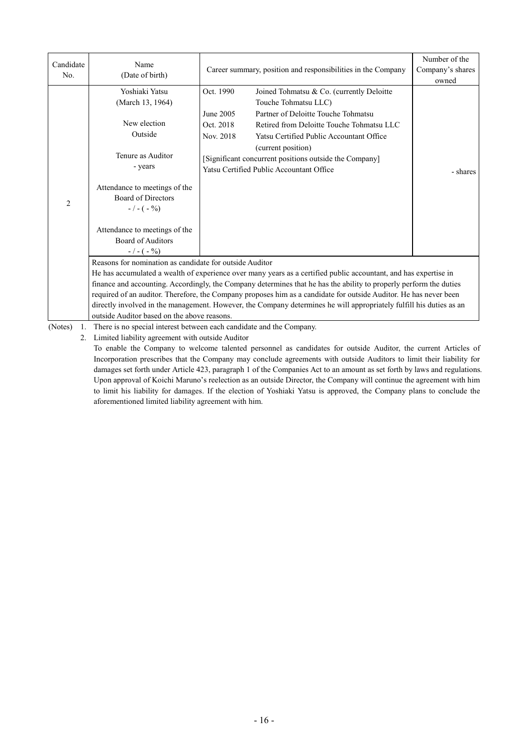| Candidate No. | Name (Date of birth) | Career summary, position and responsibilities in the Company | Number of the Company's shares owned |
|---|---|---|---|
| 2 | Yoshiaki Yatsu (March 13, 1964)<br><br>New election<br>Outside<br><br>Tenure as Auditor<br>- years<br><br>Attendance to meetings of the Board of Directors<br>- / - ( - %)<br><br>Attendance to meetings of the Board of Auditors<br>- / - ( - %) | Oct. 1990 Joined Tohmatsu & Co. (currently Deloitte Touche Tohmatsu LLC)<br>June 2005 Partner of Deloitte Touche Tohmatsu<br>Oct. 2018 Retired from Deloitte Touche Tohmatsu LLC<br>Nov. 2018 Yatsu Certified Public Accountant Office (current position)<br>[Significant concurrent positions outside the Company]<br>Yatsu Certified Public Accountant Office | - shares |
| | Reasons for nomination as candidate for outside Auditor<br>He has accumulated a wealth of experience over many years as a certified public accountant, and has expertise in finance and accounting. Accordingly, the Company determines that he has the ability to properly perform the duties required of an auditor. Therefore, the Company proposes him as a candidate for outside Auditor. He has never been directly involved in the management. However, the Company determines he will appropriately fulfill his duties as an outside Auditor based on the above reasons. | | |

(Notes)

1. There is no special interest between each candidate and the Company.
2. Limited liability agreement with outside Auditor

   To enable the Company to welcome talented personnel as candidates for outside Auditor, the current Articles of Incorporation prescribes that the Company may conclude agreements with outside Auditors to limit their liability for damages set forth under Article 423, paragraph 1 of the Companies Act to an amount as set forth by laws and regulations. Upon approval of Koichi Maruno's reelection as an outside Director, the Company will continue the agreement with him to limit his liability for damages. If the election of Yoshiaki Yatsu is approved, the Company plans to conclude the aforementioned limited liability agreement with him.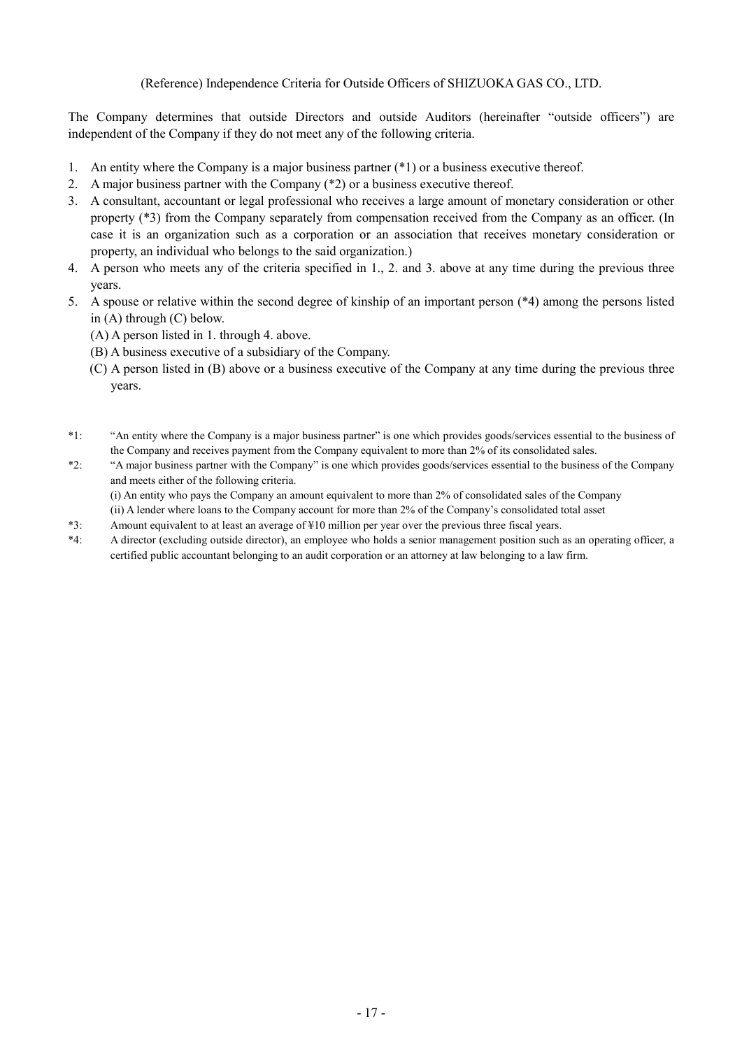(Reference) Independence Criteria for Outside Officers of SHIZUOKA GAS CO., LTD.

The Company determines that outside Directors and outside Auditors (hereinafter "outside officers") are independent of the Company if they do not meet any of the following criteria.

1. An entity where the Company is a major business partner (*1) or a business executive thereof.
2. A major business partner with the Company (*2) or a business executive thereof.
3. A consultant, accountant or legal professional who receives a large amount of monetary consideration or other property (*3) from the Company separately from compensation received from the Company as an officer. (In case it is an organization such as a corporation or an association that receives monetary consideration or property, an individual who belongs to the said organization.)
4. A person who meets any of the criteria specified in 1., 2. and 3. above at any time during the previous three years.
5. A spouse or relative within the second degree of kinship of an important person (*4) among the persons listed in (A) through (C) below.
   (A) A person listed in 1. through 4. above.
   (B) A business executive of a subsidiary of the Company.
   (C) A person listed in (B) above or a business executive of the Company at any time during the previous three years.

*1: "An entity where the Company is a major business partner" is one which provides goods/services essential to the business of the Company and receives payment from the Company equivalent to more than 2% of its consolidated sales.

*2: "A major business partner with the Company" is one which provides goods/services essential to the business of the Company and meets either of the following criteria.
(i) An entity who pays the Company an amount equivalent to more than 2% of consolidated sales of the Company
(ii) A lender where loans to the Company account for more than 2% of the Company's consolidated total asset

*3: Amount equivalent to at least an average of ¥10 million per year over the previous three fiscal years.

*4: A director (excluding outside director), an employee who holds a senior management position such as an operating officer, a certified public accountant belonging to an audit corporation or an attorney at law belonging to a law firm.